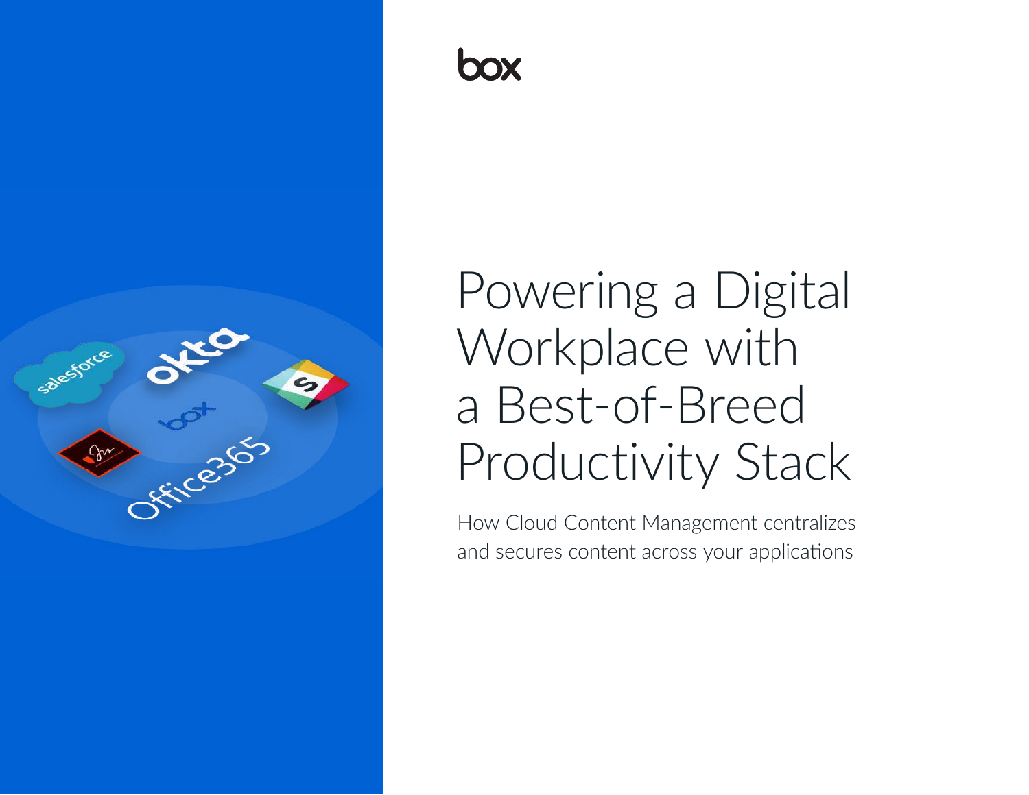box

# Powering a Digital Workplace with a Best-of-Breed Productivity Stack

How Cloud Content Management centralizes and secures content across your applications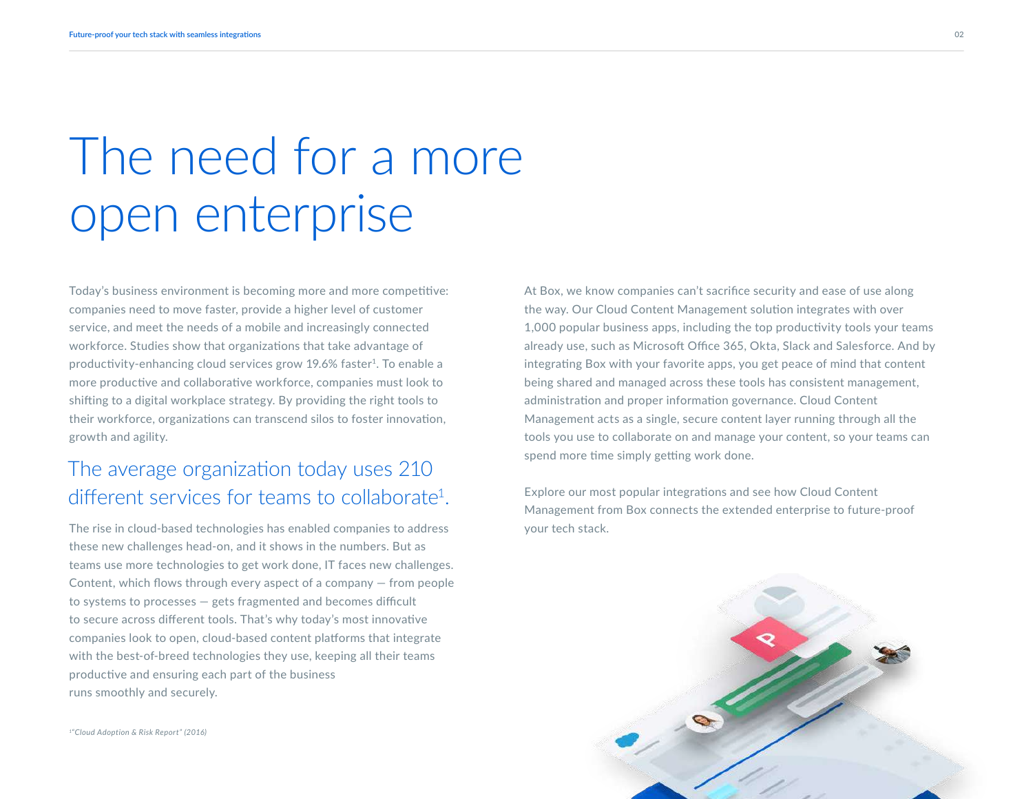# The need for a more open enterprise

Today's business environment is becoming more and more competitive: companies need to move faster, provide a higher level of customer service, and meet the needs of a mobile and increasingly connected workforce. Studies show that organizations that take advantage of productivity-enhancing cloud services grow 19.6% faster[1]. To enable a more productive and collaborative workforce, companies must look to shifting to a digital workplace strategy. By providing the right tools to their workforce, organizations can transcend silos to foster innovation, growth and agility.

## The average organization today uses 210 different services for teams to collaborate[1].

The rise in cloud-based technologies has enabled companies to address these new challenges head-on, and it shows in the numbers. But as teams use more technologies to get work done, IT faces new challenges. Content, which flows through every aspect of a company — from people to systems to processes — gets fragmented and becomes difficult to secure across different tools. That's why today's most innovative companies look to open, cloud-based content platforms that integrate with the best-of-breed technologies they use, keeping all their teams productive and ensuring each part of the business runs smoothly and securely.

*[1]"Cloud Adoption & Risk Report" (2016)*

At Box, we know companies can't sacrifice security and ease of use along the way. Our Cloud Content Management solution integrates with over 1,000 popular business apps, including the top productivity tools your teams already use, such as Microsoft Office 365, Okta, Slack and Salesforce. And by integrating Box with your favorite apps, you get peace of mind that content being shared and managed across these tools has consistent management, administration and proper information governance. Cloud Content Management acts as a single, secure content layer running through all the tools you use to collaborate on and manage your content, so your teams can spend more time simply getting work done.

Explore our most popular integrations and see how Cloud Content Management from Box connects the extended enterprise to future-proof your tech stack.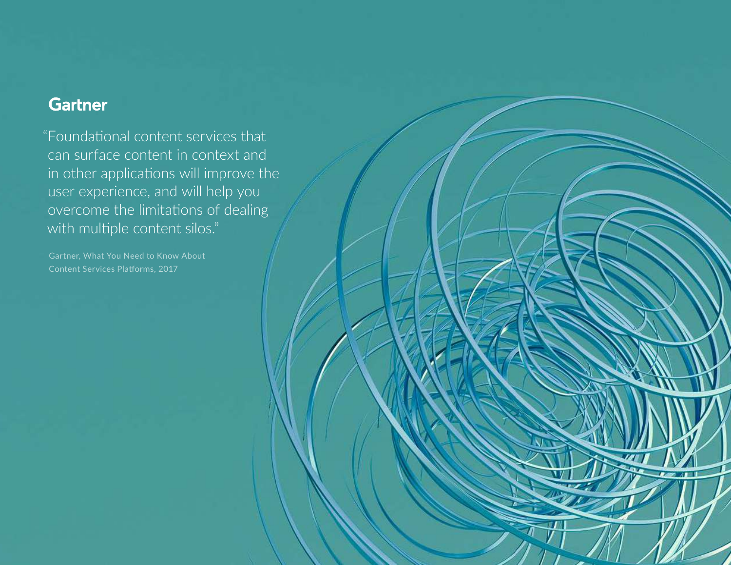**Gartner**

"Foundational content services that can surface content in context and in other applications will improve the user experience, and will help you overcome the limitations of dealing with multiple content silos."

Gartner, What You Need to Know About Content Services Platforms, 2017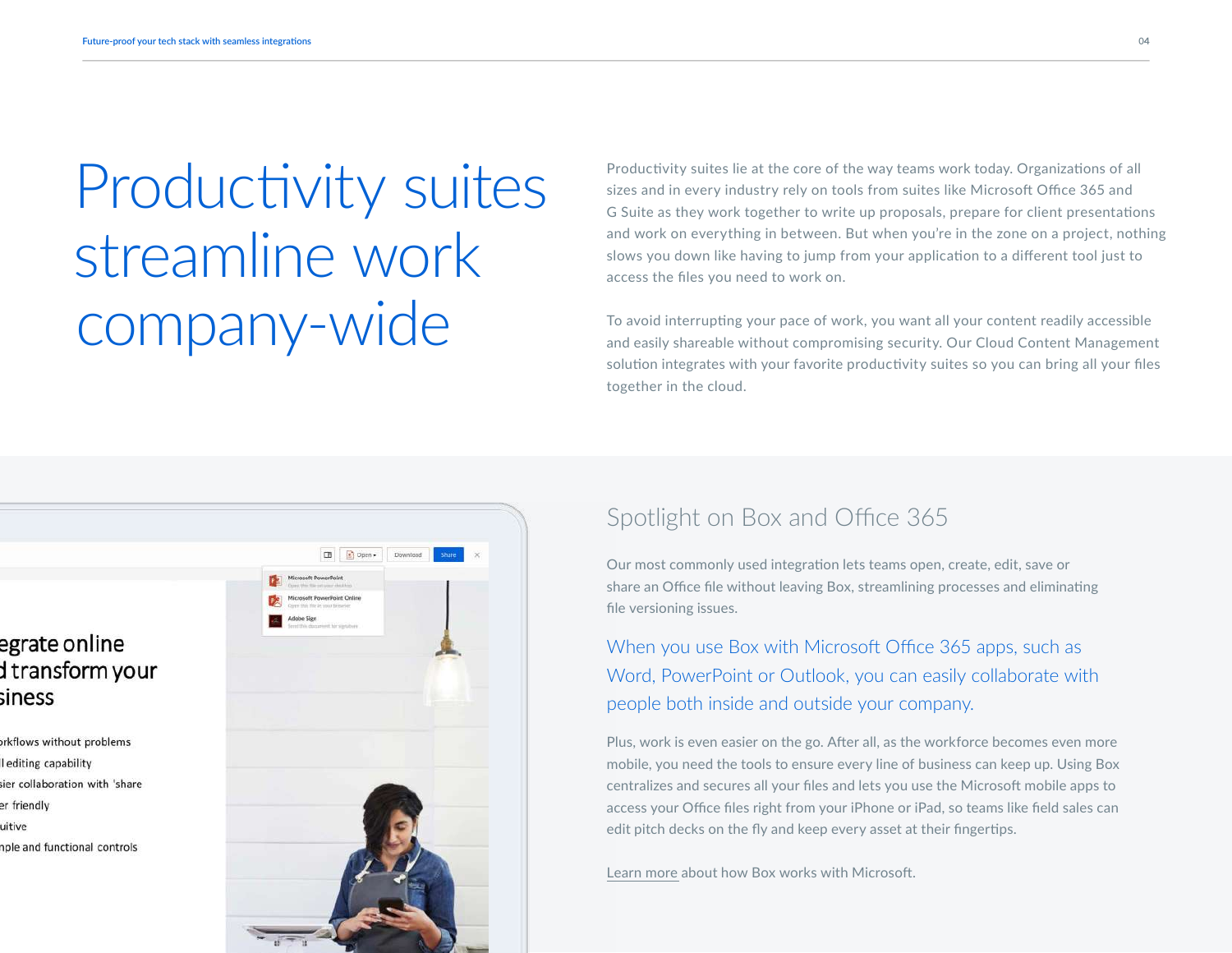# Productivity suites streamline work company-wide

Productivity suites lie at the core of the way teams work today. Organizations of all sizes and in every industry rely on tools from suites like Microsoft Office 365 and G Suite as they work together to write up proposals, prepare for client presentations and work on everything in between. But when you're in the zone on a project, nothing slows you down like having to jump from your application to a different tool just to access the files you need to work on.

To avoid interrupting your pace of work, you want all your content readily accessible and easily shareable without compromising security. Our Cloud Content Management solution integrates with your favorite productivity suites so you can bring all your files together in the cloud.

## Spotlight on Box and Office 365

Our most commonly used integration lets teams open, create, edit, save or share an Office file without leaving Box, streamlining processes and eliminating file versioning issues.

When you use Box with Microsoft Office 365 apps, such as Word, PowerPoint or Outlook, you can easily collaborate with people both inside and outside your company.

Plus, work is even easier on the go. After all, as the workforce becomes even more mobile, you need the tools to ensure every line of business can keep up. Using Box centralizes and secures all your files and lets you use the Microsoft mobile apps to access your Office files right from your iPhone or iPad, so teams like field sales can edit pitch decks on the fly and keep every asset at their fingertips.

Learn more about how Box works with Microsoft.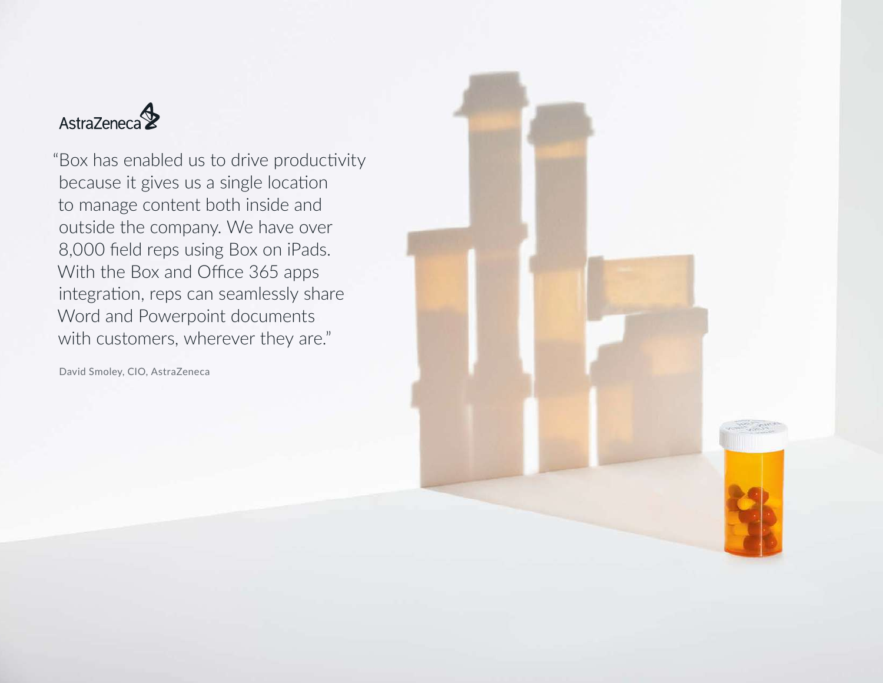AstraZeneca

"Box has enabled us to drive productivity because it gives us a single location to manage content both inside and outside the company. We have over 8,000 field reps using Box on iPads. With the Box and Office 365 apps integration, reps can seamlessly share Word and Powerpoint documents with customers, wherever they are."

David Smoley, CIO, AstraZeneca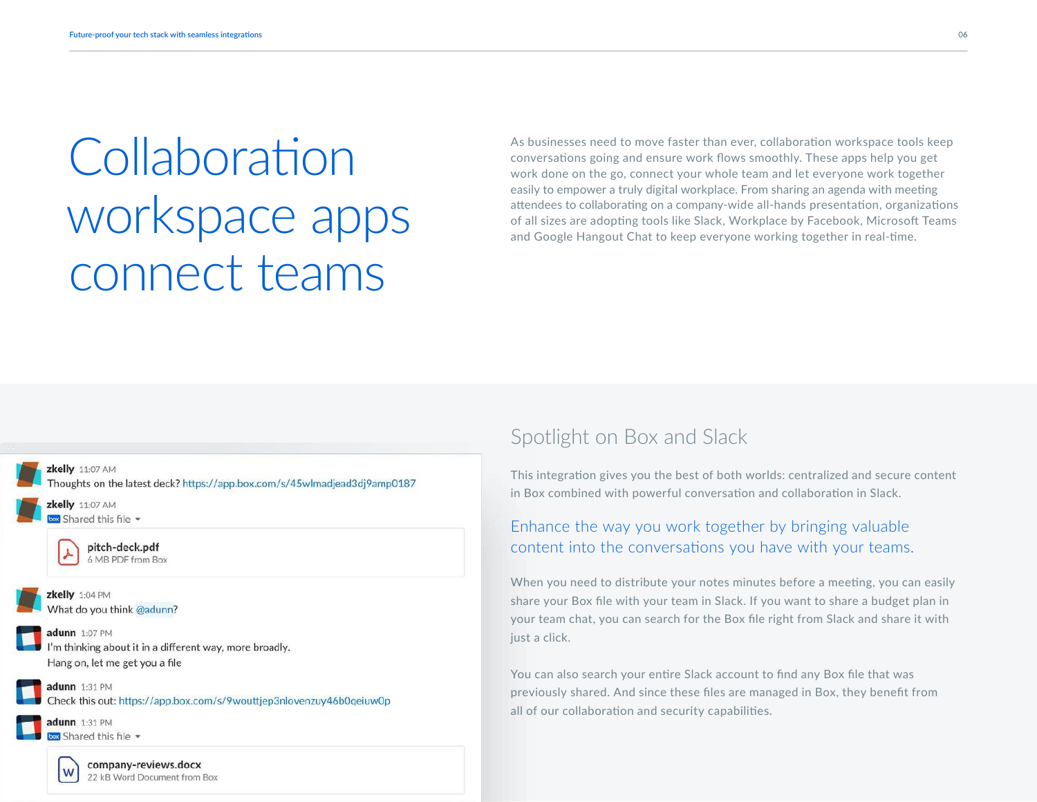# Collaboration workspace apps connect teams

As businesses need to move faster than ever, collaboration workspace tools keep conversations going and ensure work flows smoothly. These apps help you get work done on the go, connect your whole team and let everyone work together easily to empower a truly digital workplace. From sharing an agenda with meeting attendees to collaborating on a company-wide all-hands presentation, organizations of all sizes are adopting tools like Slack, Workplace by Facebook, Microsoft Teams and Google Hangout Chat to keep everyone working together in real-time.

## Spotlight on Box and Slack

This integration gives you the best of both worlds: centralized and secure content in Box combined with powerful conversation and collaboration in Slack.

Enhance the way you work together by bringing valuable content into the conversations you have with your teams.

When you need to distribute your notes minutes before a meeting, you can easily share your Box file with your team in Slack. If you want to share a budget plan in your team chat, you can search for the Box file right from Slack and share it with just a click.

You can also search your entire Slack account to find any Box file that was previously shared. And since these files are managed in Box, they benefit from all of our collaboration and security capabilities.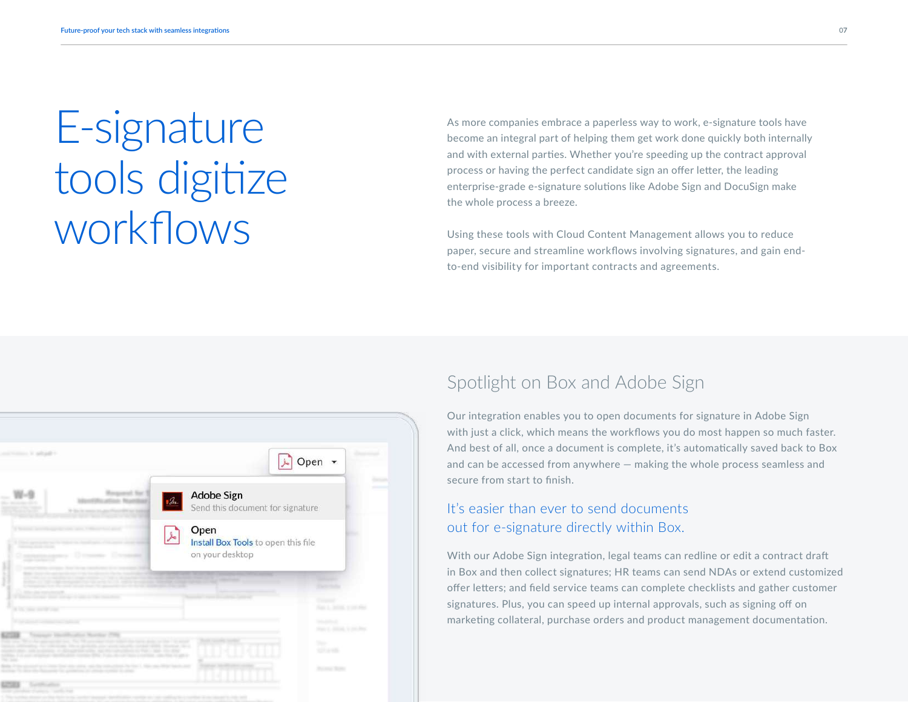# E-signature tools digitize workflows

As more companies embrace a paperless way to work, e-signature tools have become an integral part of helping them get work done quickly both internally and with external parties. Whether you're speeding up the contract approval process or having the perfect candidate sign an offer letter, the leading enterprise-grade e-signature solutions like Adobe Sign and DocuSign make the whole process a breeze.

Using these tools with Cloud Content Management allows you to reduce paper, secure and streamline workflows involving signatures, and gain end-to-end visibility for important contracts and agreements.

## Spotlight on Box and Adobe Sign

Our integration enables you to open documents for signature in Adobe Sign with just a click, which means the workflows you do most happen so much faster. And best of all, once a document is complete, it's automatically saved back to Box and can be accessed from anywhere — making the whole process seamless and secure from start to finish.

### It's easier than ever to send documents out for e-signature directly within Box.

With our Adobe Sign integration, legal teams can redline or edit a contract draft in Box and then collect signatures; HR teams can send NDAs or extend customized offer letters; and field service teams can complete checklists and gather customer signatures. Plus, you can speed up internal approvals, such as signing off on marketing collateral, purchase orders and product management documentation.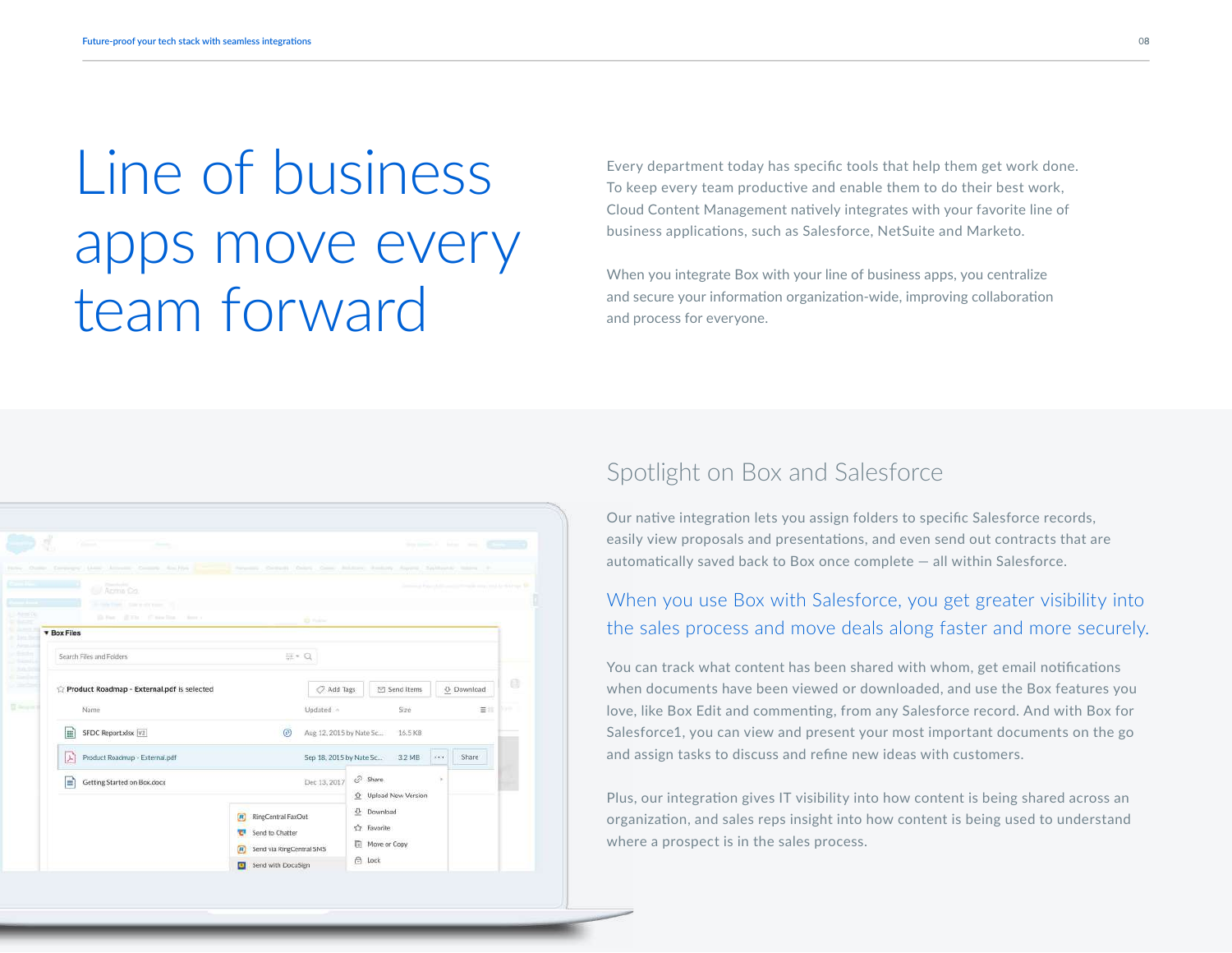# Line of business apps move every team forward

Every department today has specific tools that help them get work done. To keep every team productive and enable them to do their best work, Cloud Content Management natively integrates with your favorite line of business applications, such as Salesforce, NetSuite and Marketo.

When you integrate Box with your line of business apps, you centralize and secure your information organization-wide, improving collaboration and process for everyone.

## Spotlight on Box and Salesforce

Our native integration lets you assign folders to specific Salesforce records, easily view proposals and presentations, and even send out contracts that are automatically saved back to Box once complete — all within Salesforce.

When you use Box with Salesforce, you get greater visibility into the sales process and move deals along faster and more securely.

You can track what content has been shared with whom, get email notifications when documents have been viewed or downloaded, and use the Box features you love, like Box Edit and commenting, from any Salesforce record. And with Box for Salesforce1, you can view and present your most important documents on the go and assign tasks to discuss and refine new ideas with customers.

Plus, our integration gives IT visibility into how content is being shared across an organization, and sales reps insight into how content is being used to understand where a prospect is in the sales process.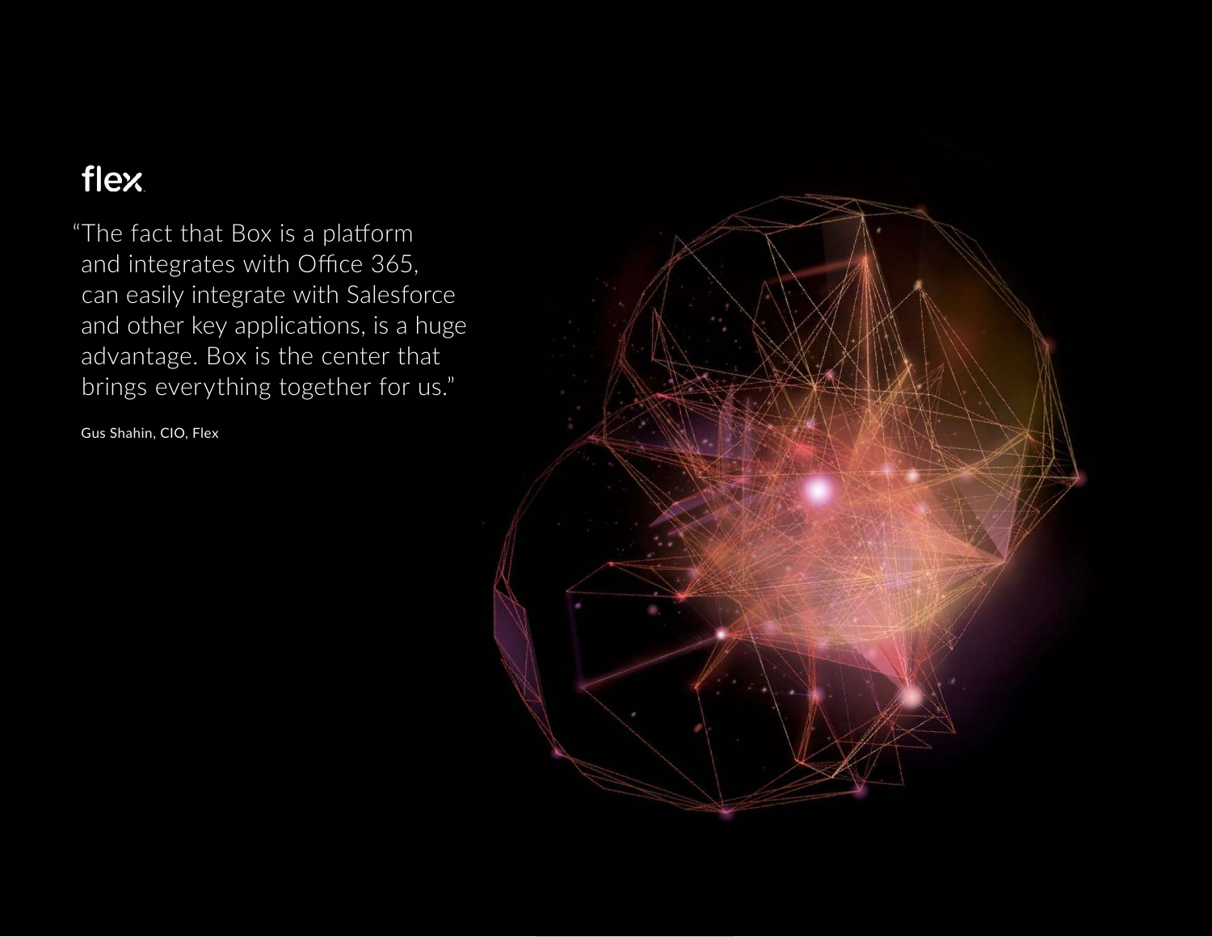flex

"The fact that Box is a platform and integrates with Office 365, can easily integrate with Salesforce and other key applications, is a huge advantage. Box is the center that brings everything together for us."

Gus Shahin, CIO, Flex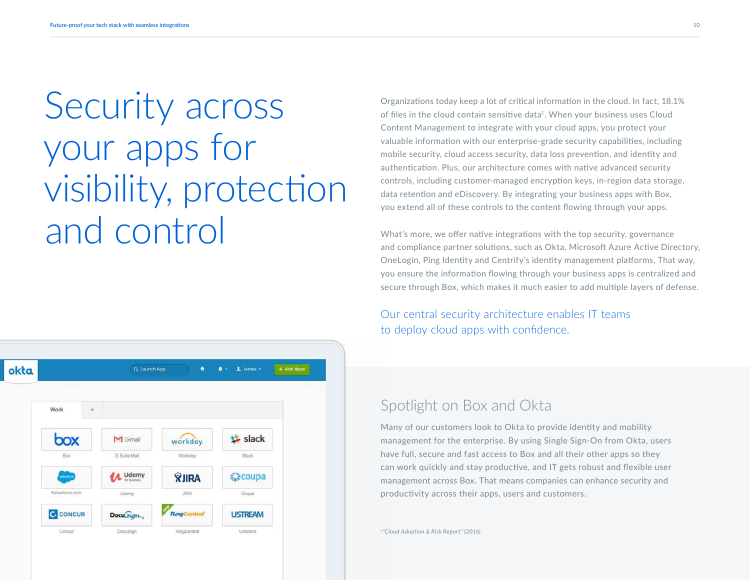# Security across your apps for visibility, protection and control

Organizations today keep a lot of critical information in the cloud. In fact, 18.1% of files in the cloud contain sensitive data[1]. When your business uses Cloud Content Management to integrate with your cloud apps, you protect your valuable information with our enterprise-grade security capabilities, including mobile security, cloud access security, data loss prevention, and identity and authentication. Plus, our architecture comes with native advanced security controls, including customer-managed encryption keys, in-region data storage, data retention and eDiscovery. By integrating your business apps with Box, you extend all of these controls to the content flowing through your apps.

What's more, we offer native integrations with the top security, governance and compliance partner solutions, such as Okta, Microsoft Azure Active Directory, OneLogin, Ping Identity and Centrify's identity management platforms. That way, you ensure the information flowing through your business apps is centralized and secure through Box, which makes it much easier to add multiple layers of defense.

Our central security architecture enables IT teams to deploy cloud apps with confidence.

## Spotlight on Box and Okta

Many of our customers look to Okta to provide identity and mobility management for the enterprise. By using Single Sign-On from Okta, users have full, secure and fast access to Box and all their other apps so they can work quickly and stay productive, and IT gets robust and flexible user management across Box. That means companies can enhance security and productivity across their apps, users and customers.

[1] *"Cloud Adoption & Risk Report" (2016)*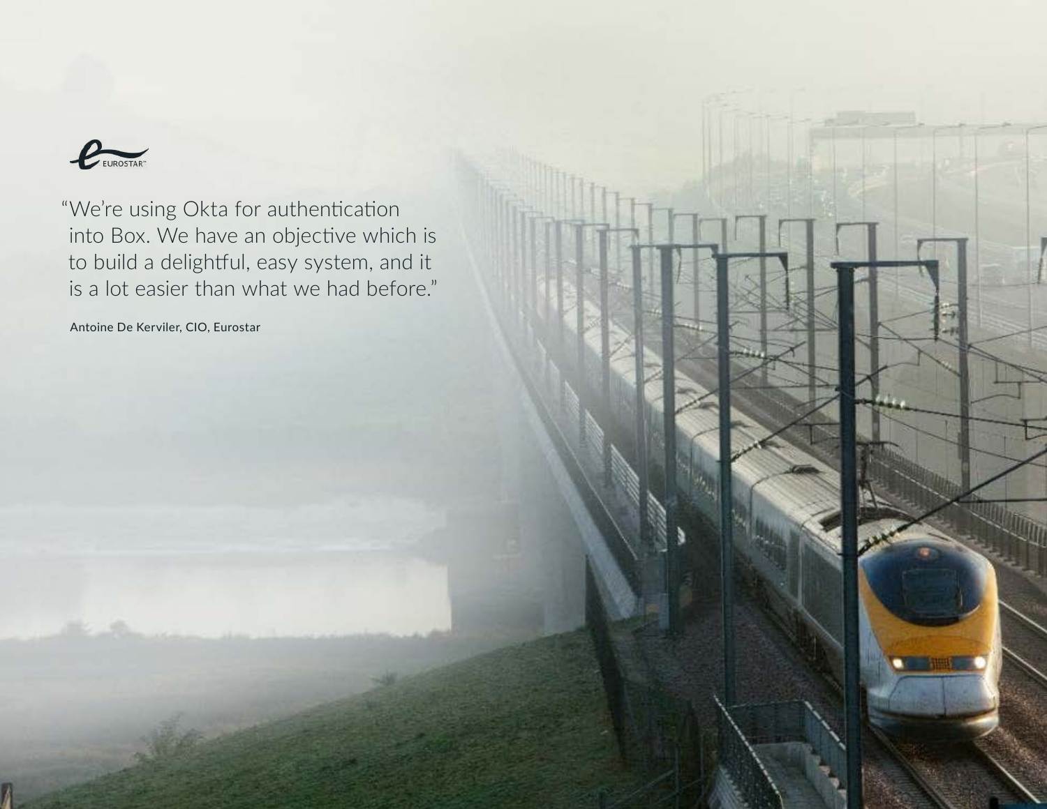EUROSTAR™

"We're using Okta for authentication into Box. We have an objective which is to build a delightful, easy system, and it is a lot easier than what we had before."

Antoine De Kerviler, CIO, Eurostar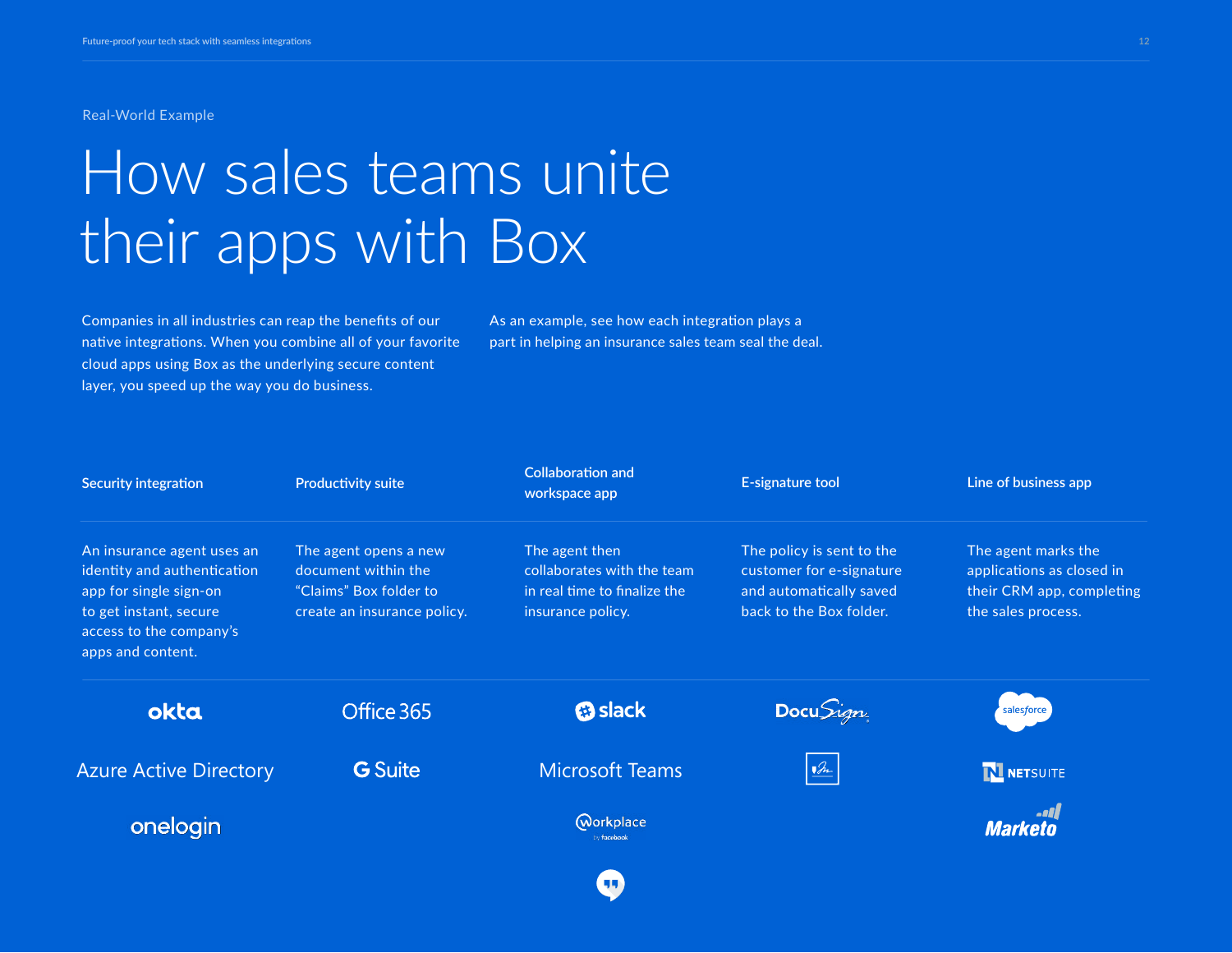Real-World Example

# How sales teams unite their apps with Box

Companies in all industries can reap the benefits of our native integrations. When you combine all of your favorite cloud apps using Box as the underlying secure content layer, you speed up the way you do business.

As an example, see how each integration plays a part in helping an insurance sales team seal the deal.

| Security integration | Productivity suite | Collaboration and workspace app | E-signature tool | Line of business app |
| --- | --- | --- | --- | --- |
| An insurance agent uses an identity and authentication app for single sign-on to get instant, secure access to the company's apps and content. | The agent opens a new document within the "Claims" Box folder to create an insurance policy. | The agent then collaborates with the team in real time to finalize the insurance policy. | The policy is sent to the customer for e-signature and automatically saved back to the Box folder. | The agent marks the applications as closed in their CRM app, completing the sales process. |
| okta | Office 365 | slack | DocuSign | salesforce |
| Azure Active Directory | G Suite | Microsoft Teams | | NETSUITE |
| onelogin | | Workplace by facebook | | Marketo |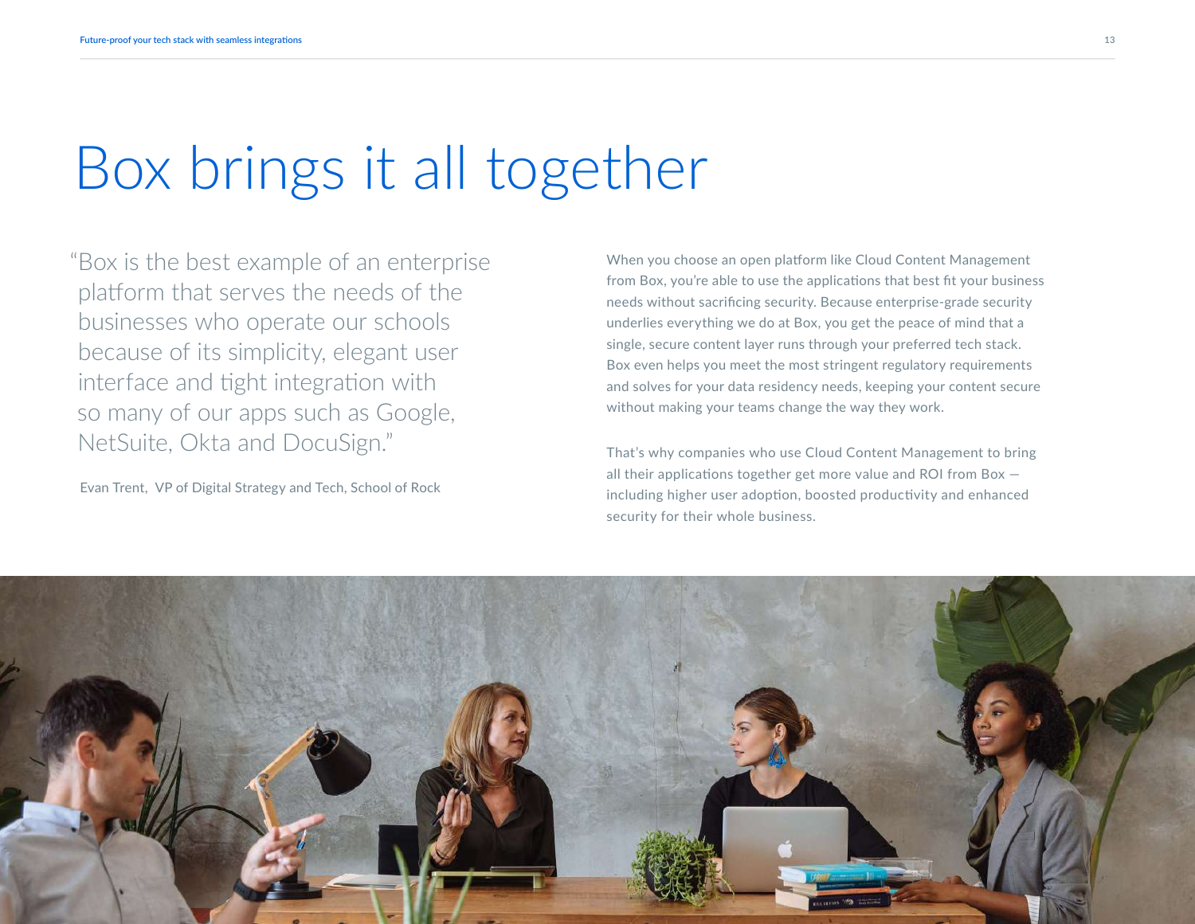# Box brings it all together

"Box is the best example of an enterprise platform that serves the needs of the businesses who operate our schools because of its simplicity, elegant user interface and tight integration with so many of our apps such as Google, NetSuite, Okta and DocuSign."

Evan Trent, VP of Digital Strategy and Tech, School of Rock

When you choose an open platform like Cloud Content Management from Box, you're able to use the applications that best fit your business needs without sacrificing security. Because enterprise-grade security underlies everything we do at Box, you get the peace of mind that a single, secure content layer runs through your preferred tech stack. Box even helps you meet the most stringent regulatory requirements and solves for your data residency needs, keeping your content secure without making your teams change the way they work.

That's why companies who use Cloud Content Management to bring all their applications together get more value and ROI from Box — including higher user adoption, boosted productivity and enhanced security for their whole business.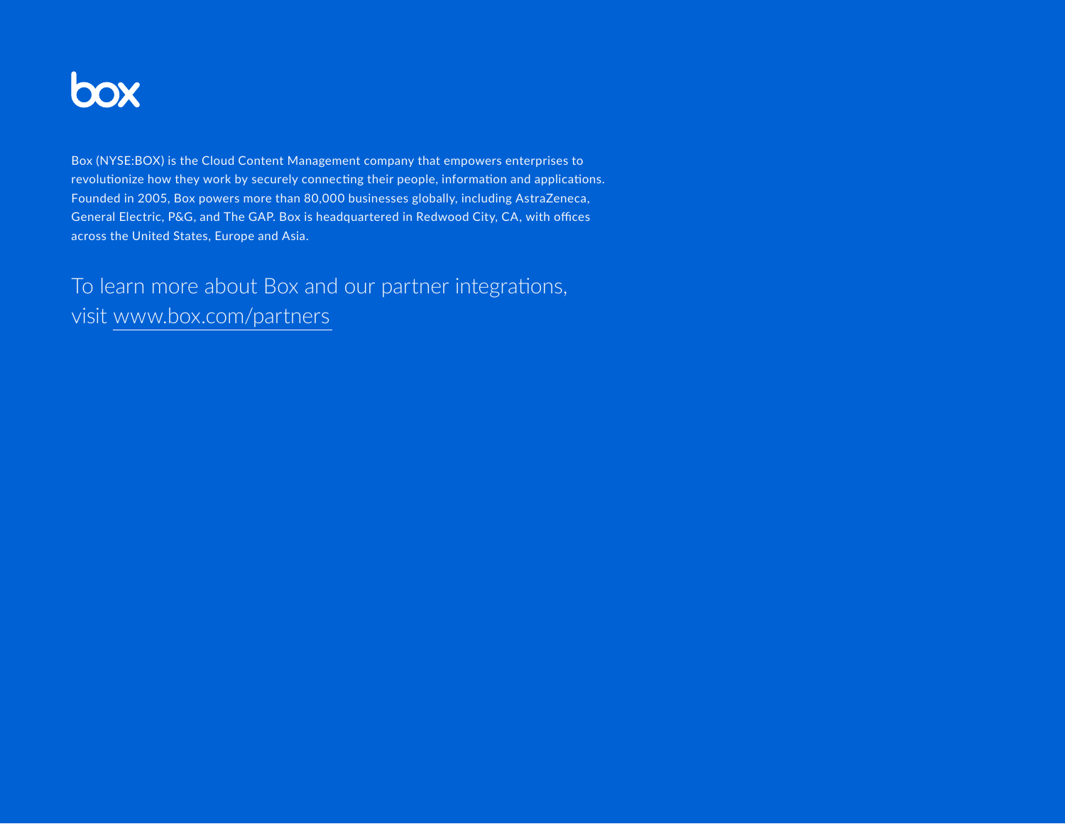box

Box (NYSE:BOX) is the Cloud Content Management company that empowers enterprises to revolutionize how they work by securely connecting their people, information and applications. Founded in 2005, Box powers more than 80,000 businesses globally, including AstraZeneca, General Electric, P&G, and The GAP. Box is headquartered in Redwood City, CA, with offices across the United States, Europe and Asia.

To learn more about Box and our partner integrations, visit www.box.com/partners